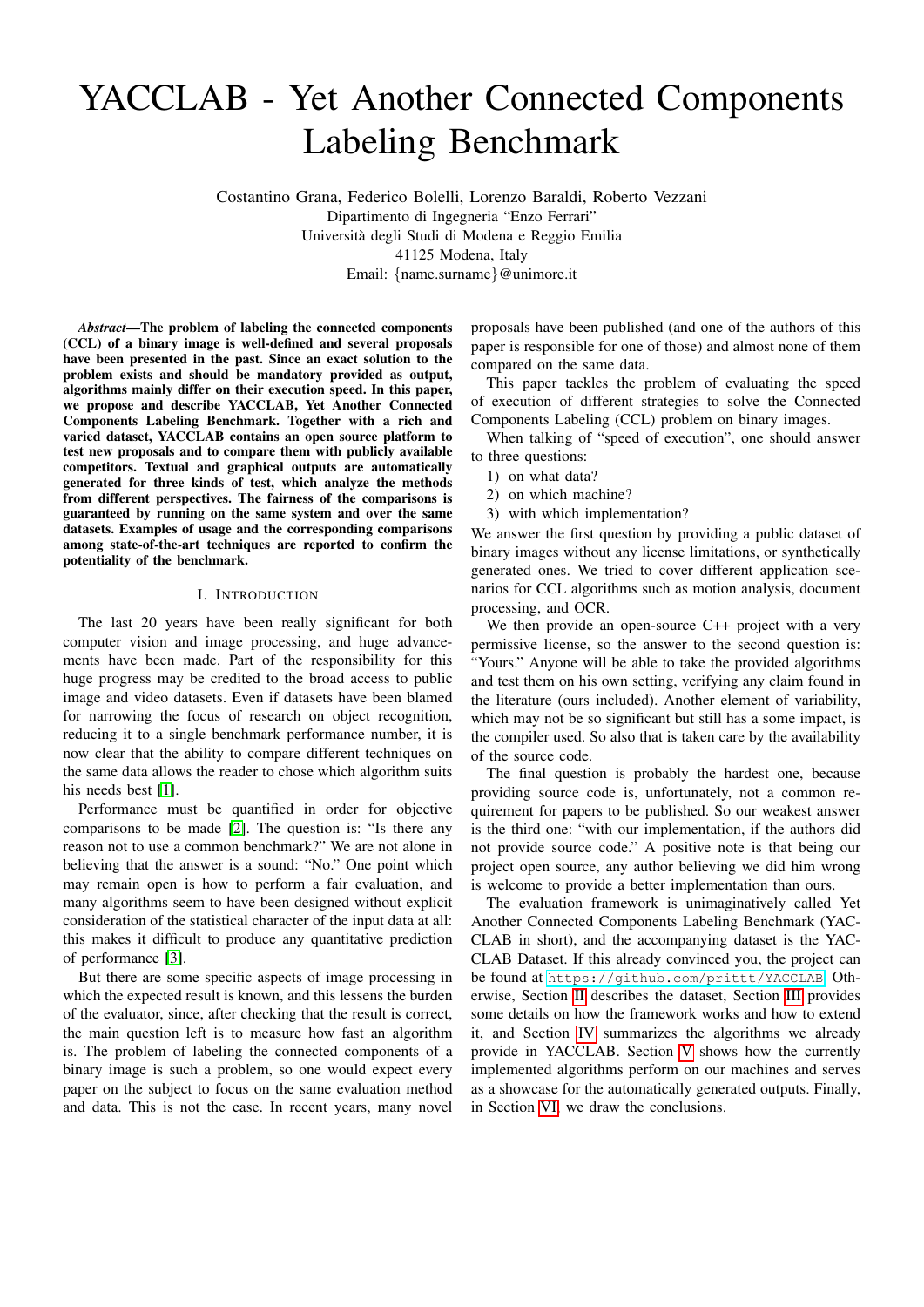# YACCLAB - Yet Another Connected Components Labeling Benchmark

Costantino Grana, Federico Bolelli, Lorenzo Baraldi, Roberto Vezzani
Dipartimento di Ingegneria "Enzo Ferrari"
Università degli Studi di Modena e Reggio Emilia
41125 Modena, Italy
Email: {name.surname}@unimore.it

***Abstract*—The problem of labeling the connected components (CCL) of a binary image is well-defined and several proposals have been presented in the past. Since an exact solution to the problem exists and should be mandatory provided as output, algorithms mainly differ on their execution speed. In this paper, we propose and describe YACCLAB, Yet Another Connected Components Labeling Benchmark. Together with a rich and varied dataset, YACCLAB contains an open source platform to test new proposals and to compare them with publicly available competitors. Textual and graphical outputs are automatically generated for three kinds of test, which analyze the methods from different perspectives. The fairness of the comparisons is guaranteed by running on the same system and over the same datasets. Examples of usage and the corresponding comparisons among state-of-the-art techniques are reported to confirm the potentiality of the benchmark.**

## I. Introduction

The last 20 years have been really significant for both computer vision and image processing, and huge advancements have been made. Part of the responsibility for this huge progress may be credited to the broad access to public image and video datasets. Even if datasets have been blamed for narrowing the focus of research on object recognition, reducing it to a single benchmark performance number, it is now clear that the ability to compare different techniques on the same data allows the reader to chose which algorithm suits his needs best [1].

Performance must be quantified in order for objective comparisons to be made [2]. The question is: "Is there any reason not to use a common benchmark?" We are not alone in believing that the answer is a sound: "No." One point which may remain open is how to perform a fair evaluation, and many algorithms seem to have been designed without explicit consideration of the statistical character of the input data at all: this makes it difficult to produce any quantitative prediction of performance [3].

But there are some specific aspects of image processing in which the expected result is known, and this lessens the burden of the evaluator, since, after checking that the result is correct, the main question left is to measure how fast an algorithm is. The problem of labeling the connected components of a binary image is such a problem, so one would expect every paper on the subject to focus on the same evaluation method and data. This is not the case. In recent years, many novel proposals have been published (and one of the authors of this paper is responsible for one of those) and almost none of them compared on the same data.

This paper tackles the problem of evaluating the speed of execution of different strategies to solve the Connected Components Labeling (CCL) problem on binary images.

When talking of "speed of execution", one should answer to three questions:

1) on what data?
2) on which machine?
3) with which implementation?

We answer the first question by providing a public dataset of binary images without any license limitations, or synthetically generated ones. We tried to cover different application scenarios for CCL algorithms such as motion analysis, document processing, and OCR.

We then provide an open-source C++ project with a very permissive license, so the answer to the second question is: "Yours." Anyone will be able to take the provided algorithms and test them on his own setting, verifying any claim found in the literature (ours included). Another element of variability, which may not be so significant but still has a some impact, is the compiler used. So also that is taken care by the availability of the source code.

The final question is probably the hardest one, because providing source code is, unfortunately, not a common requirement for papers to be published. So our weakest answer is the third one: "with our implementation, if the authors did not provide source code." A positive note is that being our project open source, any author believing we did him wrong is welcome to provide a better implementation than ours.

The evaluation framework is unimaginatively called Yet Another Connected Components Labeling Benchmark (YACCLAB in short), and the accompanying dataset is the YACCLAB Dataset. If this already convinced you, the project can be found at https://github.com/prittt/YACCLAB. Otherwise, Section II describes the dataset, Section III provides some details on how the framework works and how to extend it, and Section IV summarizes the algorithms we already provide in YACCLAB. Section V shows how the currently implemented algorithms perform on our machines and serves as a showcase for the automatically generated outputs. Finally, in Section VI, we draw the conclusions.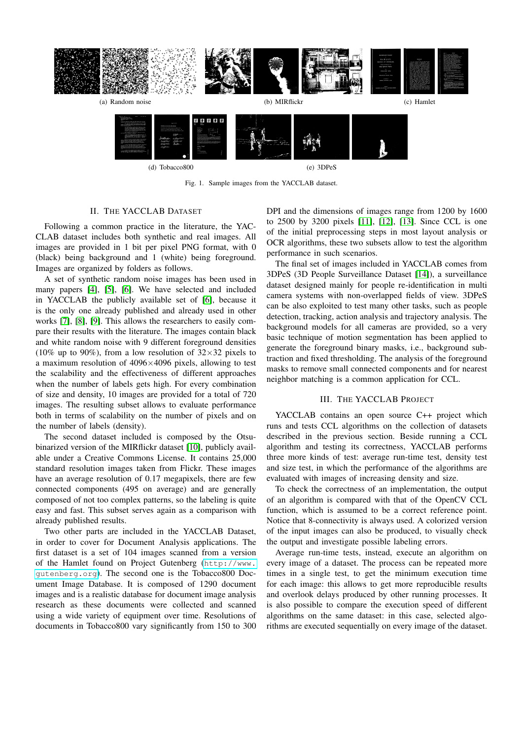(a) Random noise

(b) MIRflickr

(c) Hamlet

(d) Tobacco800

(e) 3DPeS

Fig. 1. Sample images from the YACCLAB dataset.

## II. The YACCLAB Dataset

Following a common practice in the literature, the YACCLAB dataset includes both synthetic and real images. All images are provided in 1 bit per pixel PNG format, with 0 (black) being background and 1 (white) being foreground. Images are organized by folders as follows.

A set of synthetic random noise images has been used in many papers [4], [5], [6]. We have selected and included in YACCLAB the publicly available set of [6], because it is the only one already published and already used in other works [7], [8], [9]. This allows the researchers to easily compare their results with the literature. The images contain black and white random noise with 9 different foreground densities (10% up to 90%), from a low resolution of $32 \times 32$ pixels to a maximum resolution of $4096 \times 4096$ pixels, allowing to test the scalability and the effectiveness of different approaches when the number of labels gets high. For every combination of size and density, 10 images are provided for a total of 720 images. The resulting subset allows to evaluate performance both in terms of scalability on the number of pixels and on the number of labels (density).

The second dataset included is composed by the Otsu-binarized version of the MIRflickr dataset [10], publicly available under a Creative Commons License. It contains 25,000 standard resolution images taken from Flickr. These images have an average resolution of 0.17 megapixels, there are few connected components (495 on average) and are generally composed of not too complex patterns, so the labeling is quite easy and fast. This subset serves again as a comparison with already published results.

Two other parts are included in the YACCLAB Dataset, in order to cover for Document Analysis applications. The first dataset is a set of 104 images scanned from a version of the Hamlet found on Project Gutenberg (http://www.gutenberg.org). The second one is the Tobacco800 Document Image Database. It is composed of 1290 document images and is a realistic database for document image analysis research as these documents were collected and scanned using a wide variety of equipment over time. Resolutions of documents in Tobacco800 vary significantly from 150 to 300 DPI and the dimensions of images range from 1200 by 1600 to 2500 by 3200 pixels [11], [12], [13]. Since CCL is one of the initial preprocessing steps in most layout analysis or OCR algorithms, these two subsets allow to test the algorithm performance in such scenarios.

The final set of images included in YACCLAB comes from 3DPeS (3D People Surveillance Dataset [14]), a surveillance dataset designed mainly for people re-identification in multi camera systems with non-overlapped fields of view. 3DPeS can be also exploited to test many other tasks, such as people detection, tracking, action analysis and trajectory analysis. The background models for all cameras are provided, so a very basic technique of motion segmentation has been applied to generate the foreground binary masks, i.e., background subtraction and fixed thresholding. The analysis of the foreground masks to remove small connected components and for nearest neighbor matching is a common application for CCL.

## III. The YACCLAB Project

YACCLAB contains an open source C++ project which runs and tests CCL algorithms on the collection of datasets described in the previous section. Beside running a CCL algorithm and testing its correctness, YACCLAB performs three more kinds of test: average run-time test, density test and size test, in which the performance of the algorithms are evaluated with images of increasing density and size.

To check the correctness of an implementation, the output of an algorithm is compared with that of the OpenCV CCL function, which is assumed to be a correct reference point. Notice that 8-connectivity is always used. A colorized version of the input images can also be produced, to visually check the output and investigate possible labeling errors.

Average run-time tests, instead, execute an algorithm on every image of a dataset. The process can be repeated more times in a single test, to get the minimum execution time for each image: this allows to get more reproducible results and overlook delays produced by other running processes. It is also possible to compare the execution speed of different algorithms on the same dataset: in this case, selected algorithms are executed sequentially on every image of the dataset.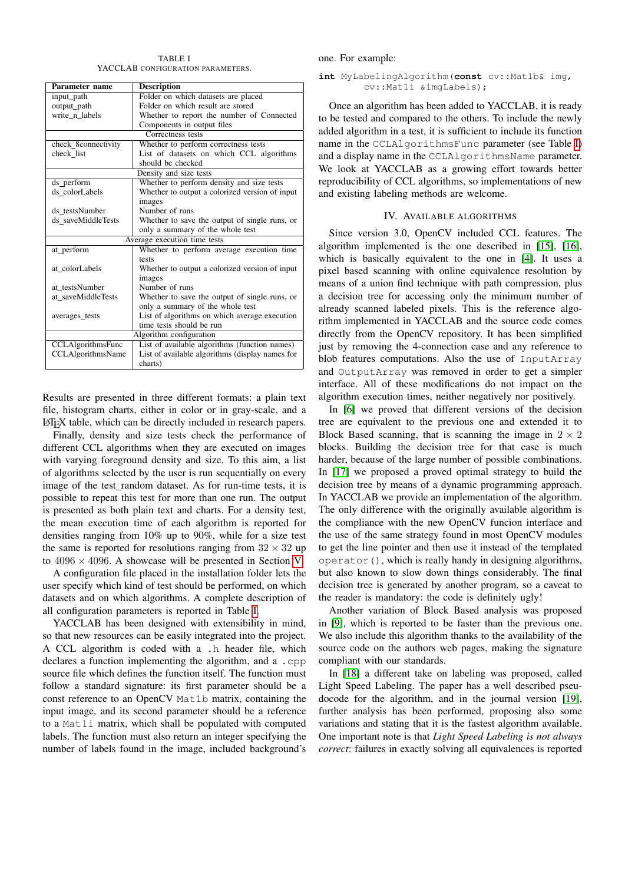TABLE I
YACCLAB CONFIGURATION PARAMETERS.

| Parameter name | Description |
|---|---|
| input_path | Folder on which datasets are placed |
| output_path | Folder on which result are stored |
| write_n_labels | Whether to report the number of Connected Components in output files |
| Correctness tests | |
| check_8connectivity | Whether to perform correctness tests |
| check_list | List of datasets on which CCL algorithms should be checked |
| Density and size tests | |
| ds_perform | Whether to perform density and size tests |
| ds_colorLabels | Whether to output a colorized version of input images |
| ds_testsNumber | Number of runs |
| ds_saveMiddleTests | Whether to save the output of single runs, or only a summary of the whole test |
| Average execution time tests | |
| at_perform | Whether to perform average execution time tests |
| at_colorLabels | Whether to output a colorized version of input images |
| at_testsNumber | Number of runs |
| at_saveMiddleTests | Whether to save the output of single runs, or only a summary of the whole test |
| averages_tests | List of algorithms on which average execution time tests should be run |
| Algorithm configuration | |
| CCLAlgorithmsFunc | List of available algorithms (function names) |
| CCLAlgorithmsName | List of available algorithms (display names for charts) |

Results are presented in three different formats: a plain text file, histogram charts, either in color or in gray-scale, and a LaTeX table, which can be directly included in research papers.

Finally, density and size tests check the performance of different CCL algorithms when they are executed on images with varying foreground density and size. To this aim, a list of algorithms selected by the user is run sequentially on every image of the test_random dataset. As for run-time tests, it is possible to repeat this test for more than one run. The output is presented as both plain text and charts. For a density test, the mean execution time of each algorithm is reported for densities ranging from 10% up to 90%, while for a size test the same is reported for resolutions ranging from $32 \times 32$ up to $4096 \times 4096$. A showcase will be presented in Section V.

A configuration file placed in the installation folder lets the user specify which kind of test should be performed, on which datasets and on which algorithms. A complete description of all configuration parameters is reported in Table I.

YACCLAB has been designed with extensibility in mind, so that new resources can be easily integrated into the project. A CCL algorithm is coded with a .h header file, which declares a function implementing the algorithm, and a .cpp source file which defines the function itself. The function must follow a standard signature: its first parameter should be a const reference to an OpenCV Mat1b matrix, containing the input image, and its second parameter should be a reference to a Mat1i matrix, which shall be populated with computed labels. The function must also return an integer specifying the number of labels found in the image, included background's one. For example:

```
int MyLabelingAlgorithm(const cv::Mat1b& img,
        cv::Mat1i &imgLabels);
```

Once an algorithm has been added to YACCLAB, it is ready to be tested and compared to the others. To include the newly added algorithm in a test, it is sufficient to include its function name in the CCLAlgorithmsFunc parameter (see Table I) and a display name in the CCLAlgorithmsName parameter. We look at YACCLAB as a growing effort towards better reproducibility of CCL algorithms, so implementations of new and existing labeling methods are welcome.

## IV. Available algorithms

Since version 3.0, OpenCV included CCL features. The algorithm implemented is the one described in [15], [16], which is basically equivalent to the one in [4]. It uses a pixel based scanning with online equivalence resolution by means of a union find technique with path compression, plus a decision tree for accessing only the minimum number of already scanned labeled pixels. This is the reference algorithm implemented in YACCLAB and the source code comes directly from the OpenCV repository. It has been simplified just by removing the 4-connection case and any reference to blob features computations. Also the use of InputArray and OutputArray was removed in order to get a simpler interface. All of these modifications do not impact on the algorithm execution times, neither negatively nor positively.

In [6] we proved that different versions of the decision tree are equivalent to the previous one and extended it to Block Based scanning, that is scanning the image in $2 \times 2$ blocks. Building the decision tree for that case is much harder, because of the large number of possible combinations. In [17] we proposed a proved optimal strategy to build the decision tree by means of a dynamic programming approach. In YACCLAB we provide an implementation of the algorithm. The only difference with the originally available algorithm is the compliance with the new OpenCV funcion interface and the use of the same strategy found in most OpenCV modules to get the line pointer and then use it instead of the templated operator(), which is really handy in designing algorithms, but also known to slow down things considerably. The final decision tree is generated by another program, so a caveat to the reader is mandatory: the code is definitely ugly!

Another variation of Block Based analysis was proposed in [9], which is reported to be faster than the previous one. We also include this algorithm thanks to the availability of the source code on the authors web pages, making the signature compliant with our standards.

In [18] a different take on labeling was proposed, called Light Speed Labeling. The paper has a well described pseudocode for the algorithm, and in the journal version [19], further analysis has been performed, proposing also some variations and stating that it is the fastest algorithm available. One important note is that *Light Speed Labeling is not always correct*: failures in exactly solving all equivalences is reported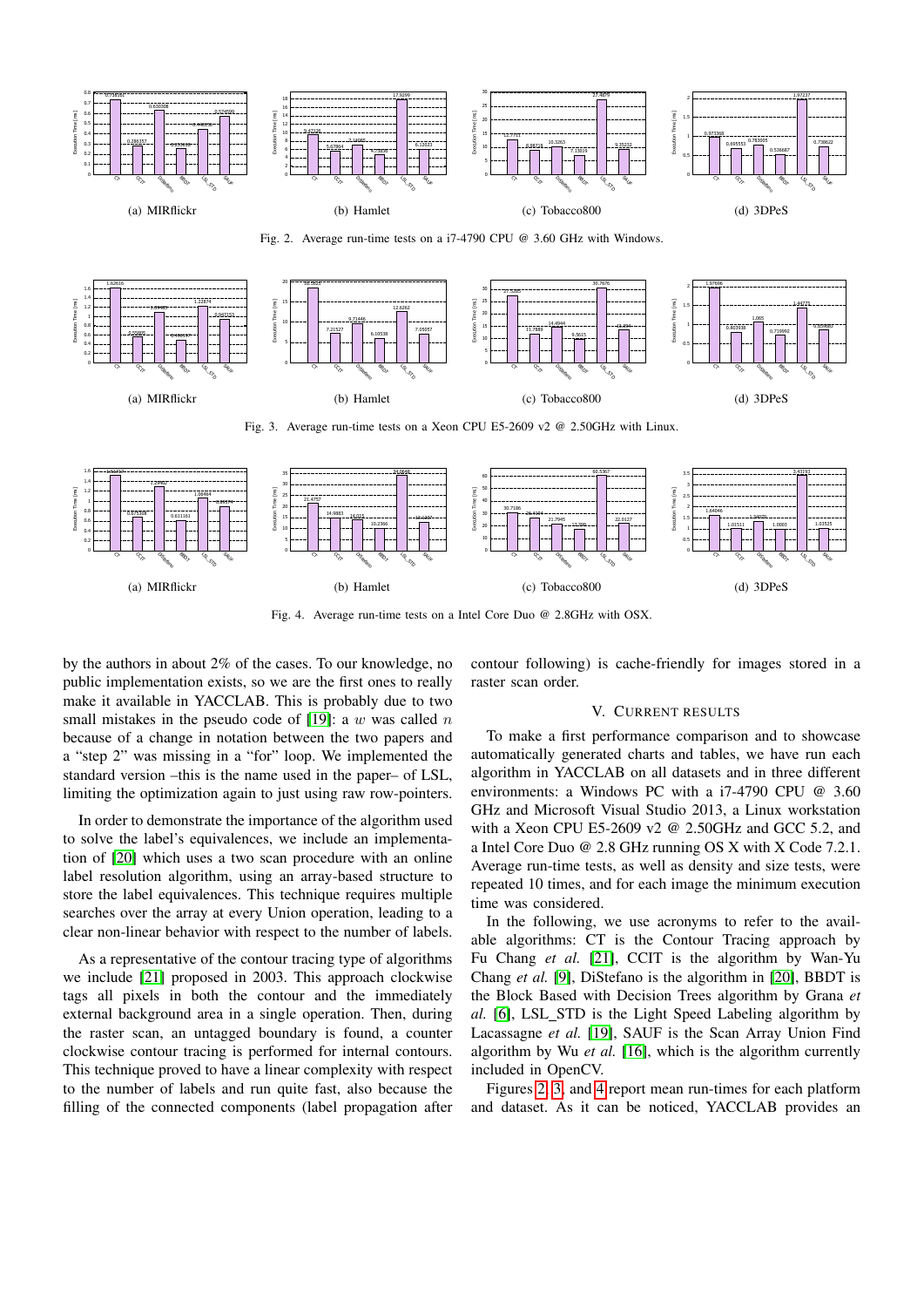(a) MIRflickr (b) Hamlet (c) Tobacco800 (d) 3DPeS

Fig. 2. Average run-time tests on a i7-4790 CPU @ 3.60 GHz with Windows.

(a) MIRflickr (b) Hamlet (c) Tobacco800 (d) 3DPeS

Fig. 3. Average run-time tests on a Xeon CPU E5-2609 v2 @ 2.50GHz with Linux.

(a) MIRflickr (b) Hamlet (c) Tobacco800 (d) 3DPeS

Fig. 4. Average run-time tests on a Intel Core Duo @ 2.8GHz with OSX.

by the authors in about 2% of the cases. To our knowledge, no public implementation exists, so we are the first ones to really make it available in YACCLAB. This is probably due to two small mistakes in the pseudo code of [19]: a $w$ was called $n$ because of a change in notation between the two papers and a "step 2" was missing in a "for" loop. We implemented the standard version –this is the name used in the paper– of LSL, limiting the optimization again to just using raw row-pointers.

In order to demonstrate the importance of the algorithm used to solve the label's equivalences, we include an implementation of [20] which uses a two scan procedure with an online label resolution algorithm, using an array-based structure to store the label equivalences. This technique requires multiple searches over the array at every Union operation, leading to a clear non-linear behavior with respect to the number of labels.

As a representative of the contour tracing type of algorithms we include [21] proposed in 2003. This approach clockwise tags all pixels in both the contour and the immediately external background area in a single operation. Then, during the raster scan, an untagged boundary is found, a counter clockwise contour tracing is performed for internal contours. This technique proved to have a linear complexity with respect to the number of labels and run quite fast, also because the filling of the connected components (label propagation after contour following) is cache-friendly for images stored in a raster scan order.

## V. Current Results

To make a first performance comparison and to showcase automatically generated charts and tables, we have run each algorithm in YACCLAB on all datasets and in three different environments: a Windows PC with a i7-4790 CPU @ 3.60 GHz and Microsoft Visual Studio 2013, a Linux workstation with a Xeon CPU E5-2609 v2 @ 2.50GHz and GCC 5.2, and a Intel Core Duo @ 2.8 GHz running OS X with X Code 7.2.1. Average run-time tests, as well as density and size tests, were repeated 10 times, and for each image the minimum execution time was considered.

In the following, we use acronyms to refer to the available algorithms: CT is the Contour Tracing approach by Fu Chang *et al.* [21], CCIT is the algorithm by Wan-Yu Chang *et al.* [9], DiStefano is the algorithm in [20], BBDT is the Block Based with Decision Trees algorithm by Grana *et al.* [6], LSL_STD is the Light Speed Labeling algorithm by Lacassagne *et al.* [19], SAUF is the Scan Array Union Find algorithm by Wu *et al.* [16], which is the algorithm currently included in OpenCV.

Figures 2, 3, and 4 report mean run-times for each platform and dataset. As it can be noticed, YACCLAB provides an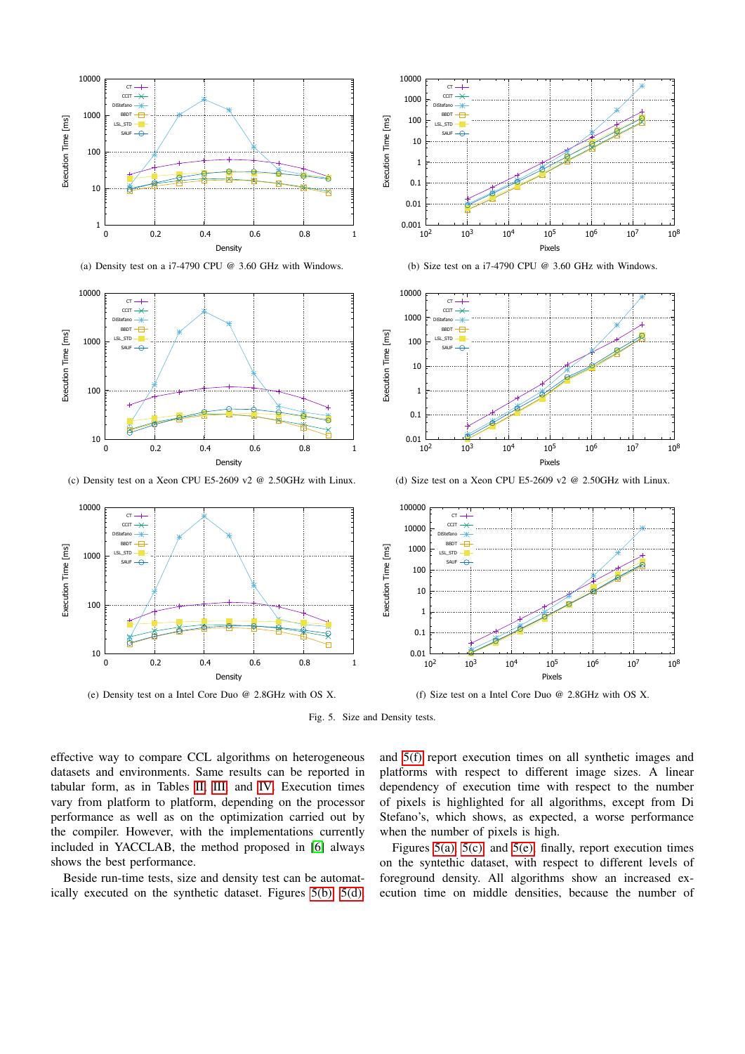10000
1000
100
10
1
Execution Time [ms]
0 0.2 0.4 0.6 0.8 1
Density
CT
CCIT
DiStefano
BBDT
LSL_STD
SAUF

(a) Density test on a i7-4790 CPU @ 3.60 GHz with Windows.

10000
1000
100
10
1
0.1
0.01
0.001
Execution Time [ms]
$10^2$ $10^3$ $10^4$ $10^5$ $10^6$ $10^7$ $10^8$
Pixels
CT
CCIT
DiStefano
BBDT
LSL_STD
SAUF

(b) Size test on a i7-4790 CPU @ 3.60 GHz with Windows.

10000
1000
100
10
Execution Time [ms]
0 0.2 0.4 0.6 0.8 1
Density
CT
CCIT
DiStefano
BBDT
LSL_STD
SAUF

(c) Density test on a Xeon CPU E5-2609 v2 @ 2.50GHz with Linux.

10000
1000
100
10
1
0.1
0.01
Execution Time [ms]
$10^2$ $10^3$ $10^4$ $10^5$ $10^6$ $10^7$ $10^8$
Pixels
CT
CCIT
DiStefano
BBDT
LSL_STD
SAUF

(d) Size test on a Xeon CPU E5-2609 v2 @ 2.50GHz with Linux.

10000
1000
100
10
Execution Time [ms]
0 0.2 0.4 0.6 0.8 1
Density
CT
CCIT
DiStefano
BBDT
LSL_STD
SAUF

(e) Density test on a Intel Core Duo @ 2.8GHz with OS X.

100000
10000
1000
100
10
1
0.1
0.01
Execution Time [ms]
$10^2$ $10^3$ $10^4$ $10^5$ $10^6$ $10^7$ $10^8$
Pixels
CT
CCIT
DiStefano
BBDT
LSL_STD
SAUF

(f) Size test on a Intel Core Duo @ 2.8GHz with OS X.

Fig. 5. Size and Density tests.

effective way to compare CCL algorithms on heterogeneous datasets and environments. Same results can be reported in tabular form, as in Tables II, III, and IV. Execution times vary from platform to platform, depending on the processor performance as well as on the optimization carried out by the compiler. However, with the implementations currently included in YACCLAB, the method proposed in [6] always shows the best performance.

Beside run-time tests, size and density test can be automatically executed on the synthetic dataset. Figures 5(b), 5(d), and 5(f) report execution times on all synthetic images and platforms with respect to different image sizes. A linear dependency of execution time with respect to the number of pixels is highlighted for all algorithms, except from Di Stefano's, which shows, as expected, a worse performance when the number of pixels is high.

Figures 5(a), 5(c), and 5(e), finally, report execution times on the syntethic dataset, with respect to different levels of foreground density. All algorithms show an increased execution time on middle densities, because the number of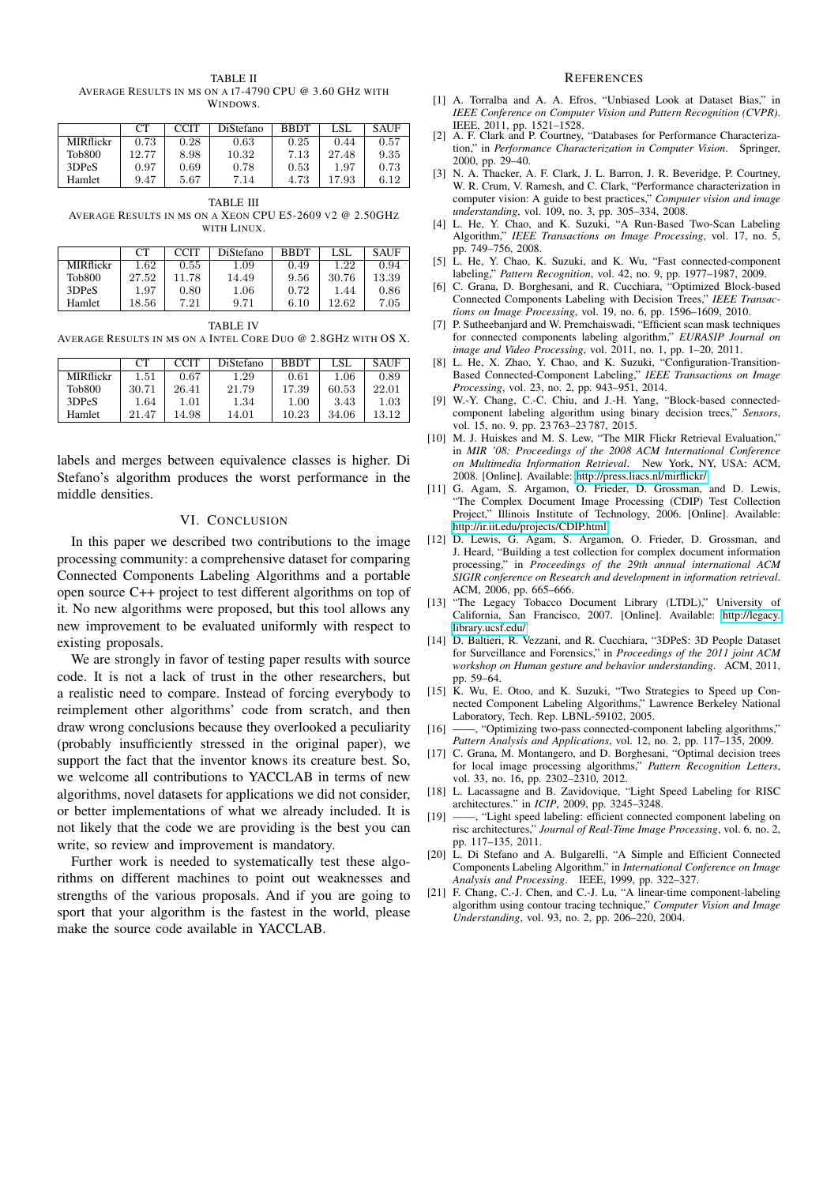TABLE II
AVERAGE RESULTS IN MS ON A I7-4790 CPU @ 3.60 GHZ WITH WINDOWS.

| | CT | CCIT | DiStefano | BBDT | LSL | SAUF |
|---|---|---|---|---|---|---|
| MIRflickr | 0.73 | 0.28 | 0.63 | 0.25 | 0.44 | 0.57 |
| Tob800 | 12.77 | 8.98 | 10.32 | 7.13 | 27.48 | 9.35 |
| 3DPeS | 0.97 | 0.69 | 0.78 | 0.53 | 1.97 | 0.73 |
| Hamlet | 9.47 | 5.67 | 7.14 | 4.73 | 17.93 | 6.12 |

TABLE III
AVERAGE RESULTS IN MS ON A XEON CPU E5-2609 V2 @ 2.50GHZ WITH LINUX.

| | CT | CCIT | DiStefano | BBDT | LSL | SAUF |
|---|---|---|---|---|---|---|
| MIRflickr | 1.62 | 0.55 | 1.09 | 0.49 | 1.22 | 0.94 |
| Tob800 | 27.52 | 11.78 | 14.49 | 9.56 | 30.76 | 13.39 |
| 3DPeS | 1.97 | 0.80 | 1.06 | 0.72 | 1.44 | 0.86 |
| Hamlet | 18.56 | 7.21 | 9.71 | 6.10 | 12.62 | 7.05 |

TABLE IV
AVERAGE RESULTS IN MS ON A INTEL CORE DUO @ 2.8GHZ WITH OS X.

| | CT | CCIT | DiStefano | BBDT | LSL | SAUF |
|---|---|---|---|---|---|---|
| MIRflickr | 1.51 | 0.67 | 1.29 | 0.61 | 1.06 | 0.89 |
| Tob800 | 30.71 | 26.41 | 21.79 | 17.39 | 60.53 | 22.01 |
| 3DPeS | 1.64 | 1.01 | 1.34 | 1.00 | 3.43 | 1.03 |
| Hamlet | 21.47 | 14.98 | 14.01 | 10.23 | 34.06 | 13.12 |

labels and merges between equivalence classes is higher. Di Stefano's algorithm produces the worst performance in the middle densities.

## VI. CONCLUSION

In this paper we described two contributions to the image processing community: a comprehensive dataset for comparing Connected Components Labeling Algorithms and a portable open source C++ project to test different algorithms on top of it. No new algorithms were proposed, but this tool allows any new improvement to be evaluated uniformly with respect to existing proposals.

We are strongly in favor of testing paper results with source code. It is not a lack of trust in the other researchers, but a realistic need to compare. Instead of forcing everybody to reimplement other algorithms' code from scratch, and then draw wrong conclusions because they overlooked a peculiarity (probably insufficiently stressed in the original paper), we support the fact that the inventor knows its creature best. So, we welcome all contributions to YACCLAB in terms of new algorithms, novel datasets for applications we did not consider, or better implementations of what we already included. It is not likely that the code we are providing is the best you can write, so review and improvement is mandatory.

Further work is needed to systematically test these algorithms on different machines to point out weaknesses and strengths of the various proposals. And if you are going to sport that your algorithm is the fastest in the world, please make the source code available in YACCLAB.

## REFERENCES

[1] A. Torralba and A. A. Efros, "Unbiased Look at Dataset Bias," in *IEEE Conference on Computer Vision and Pattern Recognition (CVPR)*. IEEE, 2011, pp. 1521–1528.

[2] A. F. Clark and P. Courtney, "Databases for Performance Characterization," in *Performance Characterization in Computer Vision*. Springer, 2000, pp. 29–40.

[3] N. A. Thacker, A. F. Clark, J. L. Barron, J. R. Beveridge, P. Courtney, W. R. Crum, V. Ramesh, and C. Clark, "Performance characterization in computer vision: A guide to best practices," *Computer vision and image understanding*, vol. 109, no. 3, pp. 305–334, 2008.

[4] L. He, Y. Chao, and K. Suzuki, "A Run-Based Two-Scan Labeling Algorithm," *IEEE Transactions on Image Processing*, vol. 17, no. 5, pp. 749–756, 2008.

[5] L. He, Y. Chao, K. Suzuki, and K. Wu, "Fast connected-component labeling," *Pattern Recognition*, vol. 42, no. 9, pp. 1977–1987, 2009.

[6] C. Grana, D. Borghesani, and R. Cucchiara, "Optimized Block-based Connected Components Labeling with Decision Trees," *IEEE Transactions on Image Processing*, vol. 19, no. 6, pp. 1596–1609, 2010.

[7] P. Sutheebanjard and W. Premchaiswadi, "Efficient scan mask techniques for connected components labeling algorithm," *EURASIP Journal on image and Video Processing*, vol. 2011, no. 1, pp. 1–20, 2011.

[8] L. He, X. Zhao, Y. Chao, and K. Suzuki, "Configuration-Transition-Based Connected-Component Labeling," *IEEE Transactions on Image Processing*, vol. 23, no. 2, pp. 943–951, 2014.

[9] W.-Y. Chang, C.-C. Chiu, and J.-H. Yang, "Block-based connected-component labeling algorithm using binary decision trees," *Sensors*, vol. 15, no. 9, pp. 23 763–23 787, 2015.

[10] M. J. Huiskes and M. S. Lew, "The MIR Flickr Retrieval Evaluation," in *MIR '08: Proceedings of the 2008 ACM International Conference on Multimedia Information Retrieval*. New York, NY, USA: ACM, 2008. [Online]. Available: http://press.liacs.nl/mirflickr/

[11] G. Agam, S. Argamon, O. Frieder, D. Grossman, and D. Lewis, "The Complex Document Image Processing (CDIP) Test Collection Project," Illinois Institute of Technology, 2006. [Online]. Available: http://ir.iit.edu/projects/CDIP.html

[12] D. Lewis, G. Agam, S. Argamon, O. Frieder, D. Grossman, and J. Heard, "Building a test collection for complex document information processing," in *Proceedings of the 29th annual international ACM SIGIR conference on Research and development in information retrieval*. ACM, 2006, pp. 665–666.

[13] "The Legacy Tobacco Document Library (LTDL)," University of California, San Francisco, 2007. [Online]. Available: http://legacy.library.ucsf.edu/

[14] D. Baltieri, R. Vezzani, and R. Cucchiara, "3DPeS: 3D People Dataset for Surveillance and Forensics," in *Proceedings of the 2011 joint ACM workshop on Human gesture and behavior understanding*. ACM, 2011, pp. 59–64.

[15] K. Wu, E. Otoo, and K. Suzuki, "Two Strategies to Speed up Connected Component Labeling Algorithms," Lawrence Berkeley National Laboratory, Tech. Rep. LBNL-59102, 2005.

[16] ——, "Optimizing two-pass connected-component labeling algorithms," *Pattern Analysis and Applications*, vol. 12, no. 2, pp. 117–135, 2009.

[17] C. Grana, M. Montangero, and D. Borghesani, "Optimal decision trees for local image processing algorithms," *Pattern Recognition Letters*, vol. 33, no. 16, pp. 2302–2310, 2012.

[18] L. Lacassagne and B. Zavidovique, "Light Speed Labeling for RISC architectures." in *ICIP*, 2009, pp. 3245–3248.

[19] ——, "Light speed labeling: efficient connected component labeling on risc architectures," *Journal of Real-Time Image Processing*, vol. 6, no. 2, pp. 117–135, 2011.

[20] L. Di Stefano and A. Bulgarelli, "A Simple and Efficient Connected Components Labeling Algorithm," in *International Conference on Image Analysis and Processing*. IEEE, 1999, pp. 322–327.

[21] F. Chang, C.-J. Chen, and C.-J. Lu, "A linear-time component-labeling algorithm using contour tracing technique," *Computer Vision and Image Understanding*, vol. 93, no. 2, pp. 206–220, 2004.